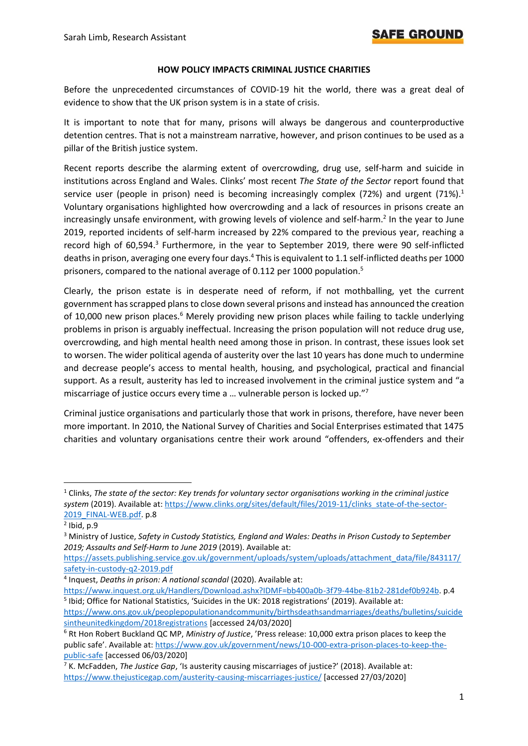Sarah Limb, Research Assistant

SAFE GROUND

**HOW POLICY IMPACTS CRIMINAL JUSTICE CHARITIES**

Before the unprecedented circumstances of COVID-19 hit the world, there was a great deal of evidence to show that the UK prison system is in a state of crisis.

It is important to note that for many, prisons will always be dangerous and counterproductive detention centres. That is not a mainstream narrative, however, and prison continues to be used as a pillar of the British justice system.

Recent reports describe the alarming extent of overcrowding, drug use, self-harm and suicide in institutions across England and Wales. Clinks' most recent *The State of the Sector* report found that service user (people in prison) need is becoming increasingly complex (72%) and urgent (71%).[1] Voluntary organisations highlighted how overcrowding and a lack of resources in prisons create an increasingly unsafe environment, with growing levels of violence and self-harm.[2] In the year to June 2019, reported incidents of self-harm increased by 22% compared to the previous year, reaching a record high of 60,594.[3] Furthermore, in the year to September 2019, there were 90 self-inflicted deaths in prison, averaging one every four days.[4] This is equivalent to 1.1 self-inflicted deaths per 1000 prisoners, compared to the national average of 0.112 per 1000 population.[5]

Clearly, the prison estate is in desperate need of reform, if not mothballing, yet the current government has scrapped plans to close down several prisons and instead has announced the creation of 10,000 new prison places.[6] Merely providing new prison places while failing to tackle underlying problems in prison is arguably ineffectual. Increasing the prison population will not reduce drug use, overcrowding, and high mental health need among those in prison. In contrast, these issues look set to worsen. The wider political agenda of austerity over the last 10 years has done much to undermine and decrease people's access to mental health, housing, and psychological, practical and financial support. As a result, austerity has led to increased involvement in the criminal justice system and "a miscarriage of justice occurs every time a … vulnerable person is locked up."[7]

Criminal justice organisations and particularly those that work in prisons, therefore, have never been more important. In 2010, the National Survey of Charities and Social Enterprises estimated that 1475 charities and voluntary organisations centre their work around "offenders, ex-offenders and their

---

[1] Clinks, *The state of the sector: Key trends for voluntary sector organisations working in the criminal justice system* (2019). Available at: https://www.clinks.org/sites/default/files/2019-11/clinks_state-of-the-sector-2019_FINAL-WEB.pdf. p.8

[2] Ibid, p.9

[3] Ministry of Justice, *Safety in Custody Statistics, England and Wales: Deaths in Prison Custody to September 2019; Assaults and Self-Harm to June 2019* (2019). Available at: https://assets.publishing.service.gov.uk/government/uploads/system/uploads/attachment_data/file/843117/safety-in-custody-q2-2019.pdf

[4] Inquest, *Deaths in prison: A national scandal* (2020). Available at: https://www.inquest.org.uk/Handlers/Download.ashx?IDMF=bb400a0b-3f79-44be-81b2-281def0b924b. p.4

[5] Ibid; Office for National Statistics, 'Suicides in the UK: 2018 registrations' (2019). Available at: https://www.ons.gov.uk/peoplepopulationandcommunity/birthsdeathsandmarriages/deaths/bulletins/suicidesintheunitedkingdom/2018registrations [accessed 24/03/2020]

[6] Rt Hon Robert Buckland QC MP, *Ministry of Justice*, 'Press release: 10,000 extra prison places to keep the public safe'. Available at: https://www.gov.uk/government/news/10-000-extra-prison-places-to-keep-the-public-safe [accessed 06/03/2020]

[7] K. McFadden, *The Justice Gap*, 'Is austerity causing miscarriages of justice?' (2018). Available at: https://www.thejusticegap.com/austerity-causing-miscarriages-justice/ [accessed 27/03/2020]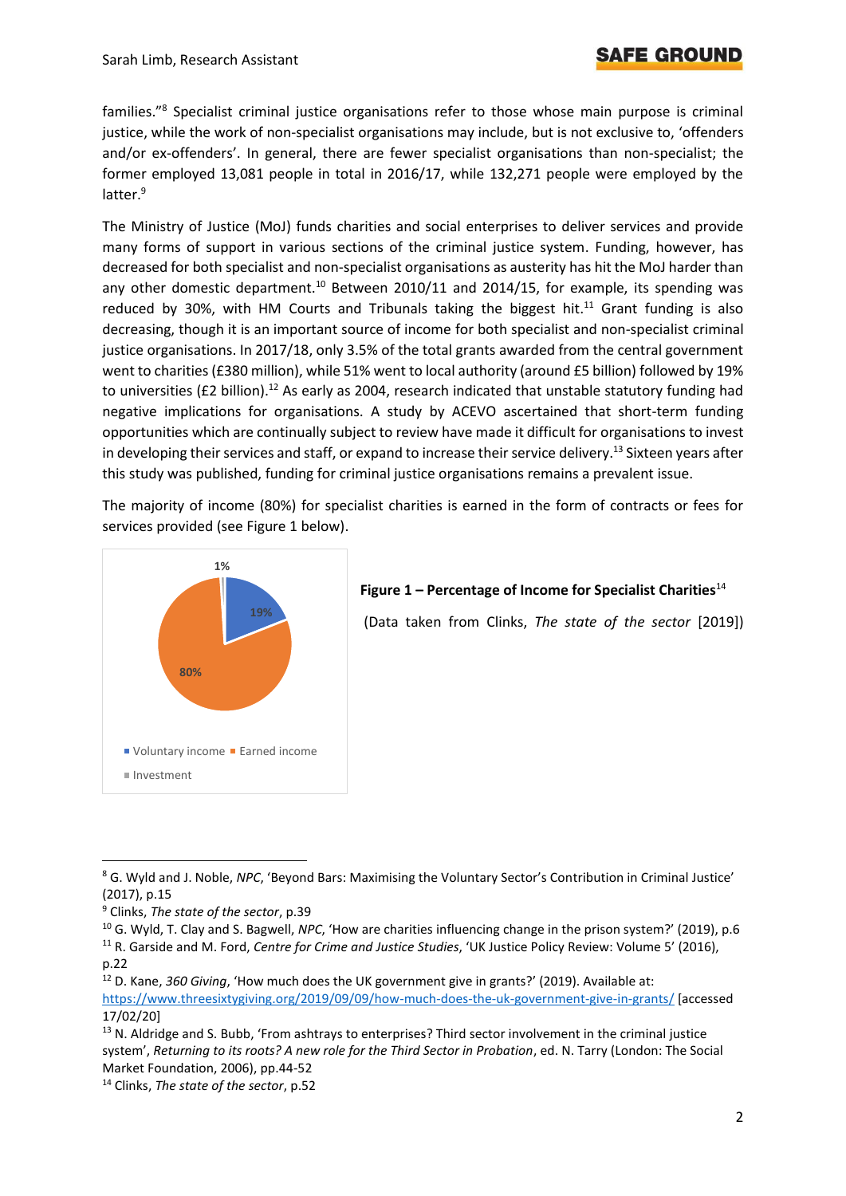families."[8] Specialist criminal justice organisations refer to those whose main purpose is criminal justice, while the work of non-specialist organisations may include, but is not exclusive to, 'offenders and/or ex-offenders'. In general, there are fewer specialist organisations than non-specialist; the former employed 13,081 people in total in 2016/17, while 132,271 people were employed by the latter.[9]

The Ministry of Justice (MoJ) funds charities and social enterprises to deliver services and provide many forms of support in various sections of the criminal justice system. Funding, however, has decreased for both specialist and non-specialist organisations as austerity has hit the MoJ harder than any other domestic department.[10] Between 2010/11 and 2014/15, for example, its spending was reduced by 30%, with HM Courts and Tribunals taking the biggest hit.[11] Grant funding is also decreasing, though it is an important source of income for both specialist and non-specialist criminal justice organisations. In 2017/18, only 3.5% of the total grants awarded from the central government went to charities (£380 million), while 51% went to local authority (around £5 billion) followed by 19% to universities (£2 billion).[12] As early as 2004, research indicated that unstable statutory funding had negative implications for organisations. A study by ACEVO ascertained that short-term funding opportunities which are continually subject to review have made it difficult for organisations to invest in developing their services and staff, or expand to increase their service delivery.[13] Sixteen years after this study was published, funding for criminal justice organisations remains a prevalent issue.

The majority of income (80%) for specialist charities is earned in the form of contracts or fees for services provided (see Figure 1 below).

| Income type | Percentage |
|---|---|
| Voluntary income | 19% |
| Earned income | 80% |
| Investment | 1% |

**Figure 1 – Percentage of Income for Specialist Charities**[14]

(Data taken from Clinks, *The state of the sector* [2019])

---

[8] G. Wyld and J. Noble, *NPC*, 'Beyond Bars: Maximising the Voluntary Sector's Contribution in Criminal Justice' (2017), p.15

[9] Clinks, *The state of the sector*, p.39

[10] G. Wyld, T. Clay and S. Bagwell, *NPC*, 'How are charities influencing change in the prison system?' (2019), p.6

[11] R. Garside and M. Ford, *Centre for Crime and Justice Studies*, 'UK Justice Policy Review: Volume 5' (2016), p.22

[12] D. Kane, *360 Giving*, 'How much does the UK government give in grants?' (2019). Available at: https://www.threesixtygiving.org/2019/09/09/how-much-does-the-uk-government-give-in-grants/ [accessed 17/02/20]

[13] N. Aldridge and S. Bubb, 'From ashtrays to enterprises? Third sector involvement in the criminal justice system', *Returning to its roots? A new role for the Third Sector in Probation*, ed. N. Tarry (London: The Social Market Foundation, 2006), pp.44-52

[14] Clinks, *The state of the sector*, p.52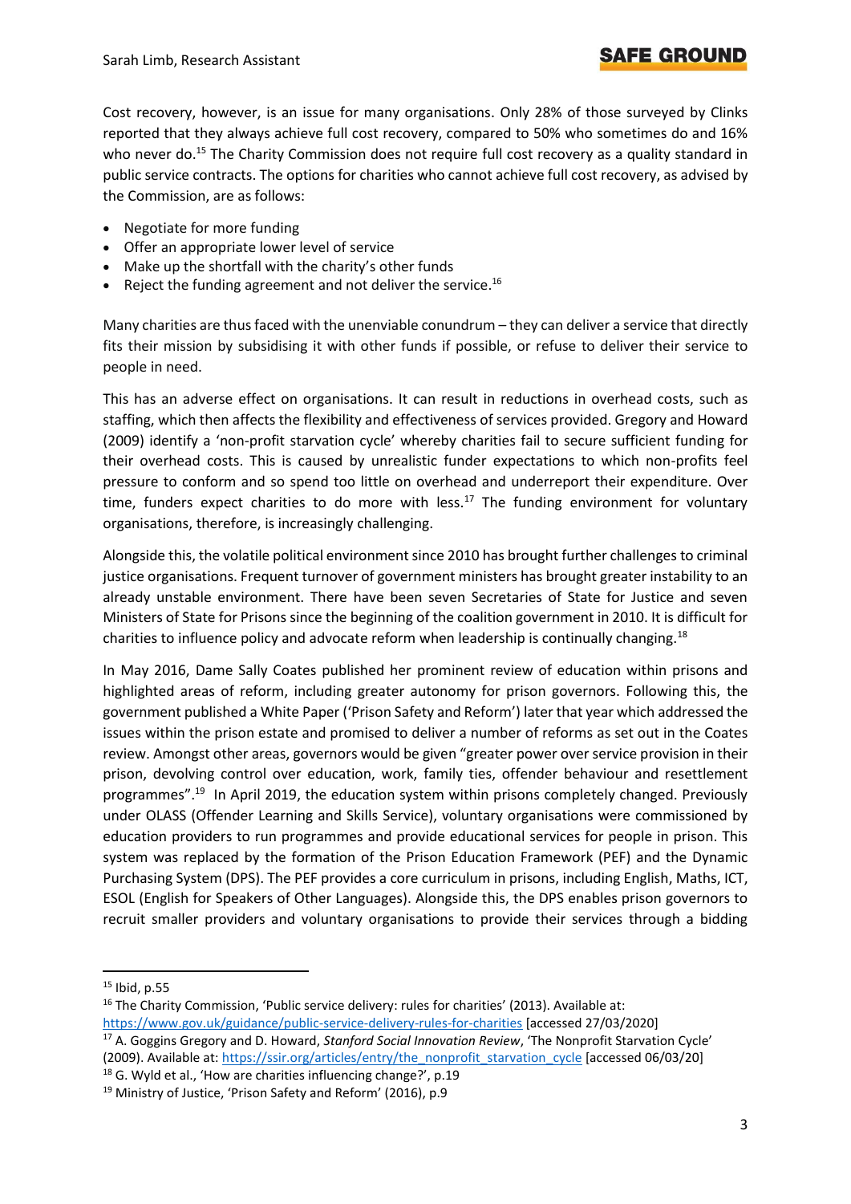Cost recovery, however, is an issue for many organisations. Only 28% of those surveyed by Clinks reported that they always achieve full cost recovery, compared to 50% who sometimes do and 16% who never do.[15] The Charity Commission does not require full cost recovery as a quality standard in public service contracts. The options for charities who cannot achieve full cost recovery, as advised by the Commission, are as follows:

- Negotiate for more funding
- Offer an appropriate lower level of service
- Make up the shortfall with the charity's other funds
- Reject the funding agreement and not deliver the service.[16]

Many charities are thus faced with the unenviable conundrum – they can deliver a service that directly fits their mission by subsidising it with other funds if possible, or refuse to deliver their service to people in need.

This has an adverse effect on organisations. It can result in reductions in overhead costs, such as staffing, which then affects the flexibility and effectiveness of services provided. Gregory and Howard (2009) identify a 'non-profit starvation cycle' whereby charities fail to secure sufficient funding for their overhead costs. This is caused by unrealistic funder expectations to which non-profits feel pressure to conform and so spend too little on overhead and underreport their expenditure. Over time, funders expect charities to do more with less.[17] The funding environment for voluntary organisations, therefore, is increasingly challenging.

Alongside this, the volatile political environment since 2010 has brought further challenges to criminal justice organisations. Frequent turnover of government ministers has brought greater instability to an already unstable environment. There have been seven Secretaries of State for Justice and seven Ministers of State for Prisons since the beginning of the coalition government in 2010. It is difficult for charities to influence policy and advocate reform when leadership is continually changing.[18]

In May 2016, Dame Sally Coates published her prominent review of education within prisons and highlighted areas of reform, including greater autonomy for prison governors. Following this, the government published a White Paper ('Prison Safety and Reform') later that year which addressed the issues within the prison estate and promised to deliver a number of reforms as set out in the Coates review. Amongst other areas, governors would be given "greater power over service provision in their prison, devolving control over education, work, family ties, offender behaviour and resettlement programmes".[19] In April 2019, the education system within prisons completely changed. Previously under OLASS (Offender Learning and Skills Service), voluntary organisations were commissioned by education providers to run programmes and provide educational services for people in prison. This system was replaced by the formation of the Prison Education Framework (PEF) and the Dynamic Purchasing System (DPS). The PEF provides a core curriculum in prisons, including English, Maths, ICT, ESOL (English for Speakers of Other Languages). Alongside this, the DPS enables prison governors to recruit smaller providers and voluntary organisations to provide their services through a bidding

---

[15] Ibid, p.55

[16] The Charity Commission, 'Public service delivery: rules for charities' (2013). Available at: https://www.gov.uk/guidance/public-service-delivery-rules-for-charities [accessed 27/03/2020]

[17] A. Goggins Gregory and D. Howard, *Stanford Social Innovation Review*, 'The Nonprofit Starvation Cycle' (2009). Available at: https://ssir.org/articles/entry/the_nonprofit_starvation_cycle [accessed 06/03/20]

[18] G. Wyld et al., 'How are charities influencing change?', p.19

[19] Ministry of Justice, 'Prison Safety and Reform' (2016), p.9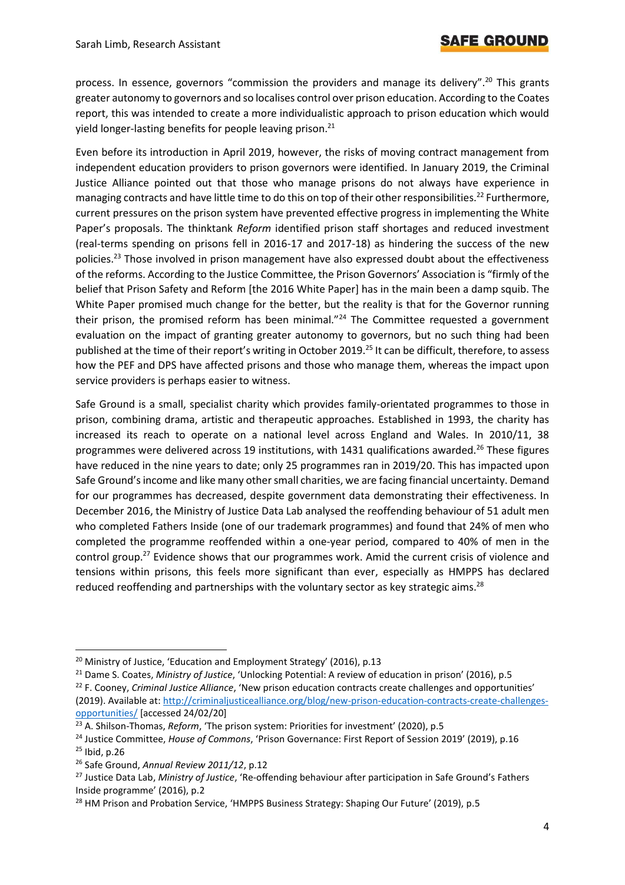process. In essence, governors "commission the providers and manage its delivery".[20] This grants greater autonomy to governors and so localises control over prison education. According to the Coates report, this was intended to create a more individualistic approach to prison education which would yield longer-lasting benefits for people leaving prison.[21]

Even before its introduction in April 2019, however, the risks of moving contract management from independent education providers to prison governors were identified. In January 2019, the Criminal Justice Alliance pointed out that those who manage prisons do not always have experience in managing contracts and have little time to do this on top of their other responsibilities.[22] Furthermore, current pressures on the prison system have prevented effective progress in implementing the White Paper's proposals. The thinktank *Reform* identified prison staff shortages and reduced investment (real-terms spending on prisons fell in 2016-17 and 2017-18) as hindering the success of the new policies.[23] Those involved in prison management have also expressed doubt about the effectiveness of the reforms. According to the Justice Committee, the Prison Governors' Association is "firmly of the belief that Prison Safety and Reform [the 2016 White Paper] has in the main been a damp squib. The White Paper promised much change for the better, but the reality is that for the Governor running their prison, the promised reform has been minimal."[24] The Committee requested a government evaluation on the impact of granting greater autonomy to governors, but no such thing had been published at the time of their report's writing in October 2019.[25] It can be difficult, therefore, to assess how the PEF and DPS have affected prisons and those who manage them, whereas the impact upon service providers is perhaps easier to witness.

Safe Ground is a small, specialist charity which provides family-orientated programmes to those in prison, combining drama, artistic and therapeutic approaches. Established in 1993, the charity has increased its reach to operate on a national level across England and Wales. In 2010/11, 38 programmes were delivered across 19 institutions, with 1431 qualifications awarded.[26] These figures have reduced in the nine years to date; only 25 programmes ran in 2019/20. This has impacted upon Safe Ground's income and like many other small charities, we are facing financial uncertainty. Demand for our programmes has decreased, despite government data demonstrating their effectiveness. In December 2016, the Ministry of Justice Data Lab analysed the reoffending behaviour of 51 adult men who completed Fathers Inside (one of our trademark programmes) and found that 24% of men who completed the programme reoffended within a one-year period, compared to 40% of men in the control group.[27] Evidence shows that our programmes work. Amid the current crisis of violence and tensions within prisons, this feels more significant than ever, especially as HMPPS has declared reduced reoffending and partnerships with the voluntary sector as key strategic aims.[28]

---

[20] Ministry of Justice, 'Education and Employment Strategy' (2016), p.13

[21] Dame S. Coates, *Ministry of Justice*, 'Unlocking Potential: A review of education in prison' (2016), p.5

[22] F. Cooney, *Criminal Justice Alliance*, 'New prison education contracts create challenges and opportunities' (2019). Available at: http://criminaljusticealliance.org/blog/new-prison-education-contracts-create-challenges-opportunities/ [accessed 24/02/20]

[23] A. Shilson-Thomas, *Reform*, 'The prison system: Priorities for investment' (2020), p.5

[24] Justice Committee, *House of Commons*, 'Prison Governance: First Report of Session 2019' (2019), p.16

[25] Ibid, p.26

[26] Safe Ground, *Annual Review 2011/12*, p.12

[27] Justice Data Lab, *Ministry of Justice*, 'Re-offending behaviour after participation in Safe Ground's Fathers Inside programme' (2016), p.2

[28] HM Prison and Probation Service, 'HMPPS Business Strategy: Shaping Our Future' (2019), p.5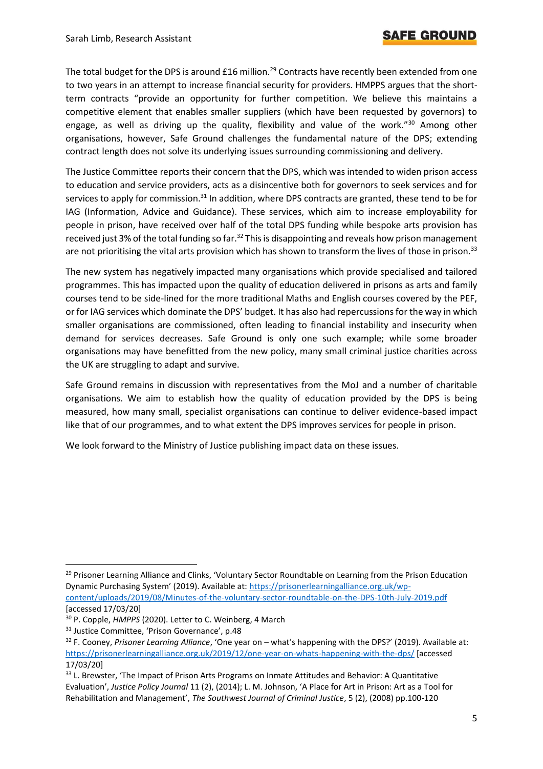The total budget for the DPS is around £16 million.[29] Contracts have recently been extended from one to two years in an attempt to increase financial security for providers. HMPPS argues that the short-term contracts "provide an opportunity for further competition. We believe this maintains a competitive element that enables smaller suppliers (which have been requested by governors) to engage, as well as driving up the quality, flexibility and value of the work."[30] Among other organisations, however, Safe Ground challenges the fundamental nature of the DPS; extending contract length does not solve its underlying issues surrounding commissioning and delivery.

The Justice Committee reports their concern that the DPS, which was intended to widen prison access to education and service providers, acts as a disincentive both for governors to seek services and for services to apply for commission.[31] In addition, where DPS contracts are granted, these tend to be for IAG (Information, Advice and Guidance). These services, which aim to increase employability for people in prison, have received over half of the total DPS funding while bespoke arts provision has received just 3% of the total funding so far.[32] This is disappointing and reveals how prison management are not prioritising the vital arts provision which has shown to transform the lives of those in prison.[33]

The new system has negatively impacted many organisations which provide specialised and tailored programmes. This has impacted upon the quality of education delivered in prisons as arts and family courses tend to be side-lined for the more traditional Maths and English courses covered by the PEF, or for IAG services which dominate the DPS' budget. It has also had repercussions for the way in which smaller organisations are commissioned, often leading to financial instability and insecurity when demand for services decreases. Safe Ground is only one such example; while some broader organisations may have benefitted from the new policy, many small criminal justice charities across the UK are struggling to adapt and survive.

Safe Ground remains in discussion with representatives from the MoJ and a number of charitable organisations. We aim to establish how the quality of education provided by the DPS is being measured, how many small, specialist organisations can continue to deliver evidence-based impact like that of our programmes, and to what extent the DPS improves services for people in prison.

We look forward to the Ministry of Justice publishing impact data on these issues.

---

[29] Prisoner Learning Alliance and Clinks, 'Voluntary Sector Roundtable on Learning from the Prison Education Dynamic Purchasing System' (2019). Available at: https://prisonerlearningalliance.org.uk/wp-content/uploads/2019/08/Minutes-of-the-voluntary-sector-roundtable-on-the-DPS-10th-July-2019.pdf [accessed 17/03/20]

[30] P. Copple, *HMPPS* (2020). Letter to C. Weinberg, 4 March

[31] Justice Committee, 'Prison Governance', p.48

[32] F. Cooney, *Prisoner Learning Alliance*, 'One year on – what's happening with the DPS?' (2019). Available at: https://prisonerlearningalliance.org.uk/2019/12/one-year-on-whats-happening-with-the-dps/ [accessed 17/03/20]

[33] L. Brewster, 'The Impact of Prison Arts Programs on Inmate Attitudes and Behavior: A Quantitative Evaluation', *Justice Policy Journal* 11 (2), (2014); L. M. Johnson, 'A Place for Art in Prison: Art as a Tool for Rehabilitation and Management', *The Southwest Journal of Criminal Justice*, 5 (2), (2008) pp.100-120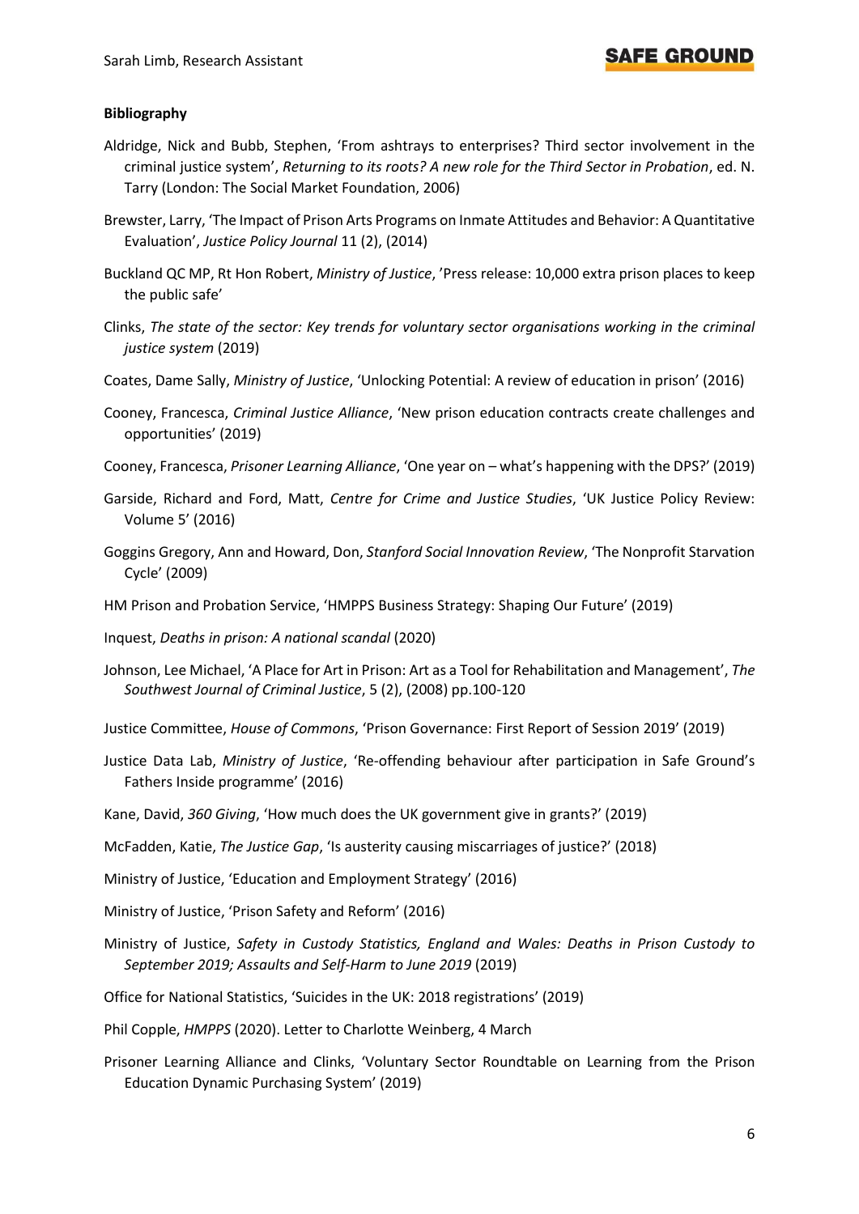**Bibliography**

Aldridge, Nick and Bubb, Stephen, 'From ashtrays to enterprises? Third sector involvement in the criminal justice system', *Returning to its roots? A new role for the Third Sector in Probation*, ed. N. Tarry (London: The Social Market Foundation, 2006)

Brewster, Larry, 'The Impact of Prison Arts Programs on Inmate Attitudes and Behavior: A Quantitative Evaluation', *Justice Policy Journal* 11 (2), (2014)

Buckland QC MP, Rt Hon Robert, *Ministry of Justice*, 'Press release: 10,000 extra prison places to keep the public safe'

Clinks, *The state of the sector: Key trends for voluntary sector organisations working in the criminal justice system* (2019)

Coates, Dame Sally, *Ministry of Justice*, 'Unlocking Potential: A review of education in prison' (2016)

Cooney, Francesca, *Criminal Justice Alliance*, 'New prison education contracts create challenges and opportunities' (2019)

Cooney, Francesca, *Prisoner Learning Alliance*, 'One year on – what's happening with the DPS?' (2019)

Garside, Richard and Ford, Matt, *Centre for Crime and Justice Studies*, 'UK Justice Policy Review: Volume 5' (2016)

Goggins Gregory, Ann and Howard, Don, *Stanford Social Innovation Review*, 'The Nonprofit Starvation Cycle' (2009)

HM Prison and Probation Service, 'HMPPS Business Strategy: Shaping Our Future' (2019)

Inquest, *Deaths in prison: A national scandal* (2020)

Johnson, Lee Michael, 'A Place for Art in Prison: Art as a Tool for Rehabilitation and Management', *The Southwest Journal of Criminal Justice*, 5 (2), (2008) pp.100-120

Justice Committee, *House of Commons*, 'Prison Governance: First Report of Session 2019' (2019)

Justice Data Lab, *Ministry of Justice*, 'Re-offending behaviour after participation in Safe Ground's Fathers Inside programme' (2016)

Kane, David, *360 Giving*, 'How much does the UK government give in grants?' (2019)

McFadden, Katie, *The Justice Gap*, 'Is austerity causing miscarriages of justice?' (2018)

Ministry of Justice, 'Education and Employment Strategy' (2016)

Ministry of Justice, 'Prison Safety and Reform' (2016)

Ministry of Justice, *Safety in Custody Statistics, England and Wales: Deaths in Prison Custody to September 2019; Assaults and Self-Harm to June 2019* (2019)

Office for National Statistics, 'Suicides in the UK: 2018 registrations' (2019)

Phil Copple, *HMPPS* (2020). Letter to Charlotte Weinberg, 4 March

Prisoner Learning Alliance and Clinks, 'Voluntary Sector Roundtable on Learning from the Prison Education Dynamic Purchasing System' (2019)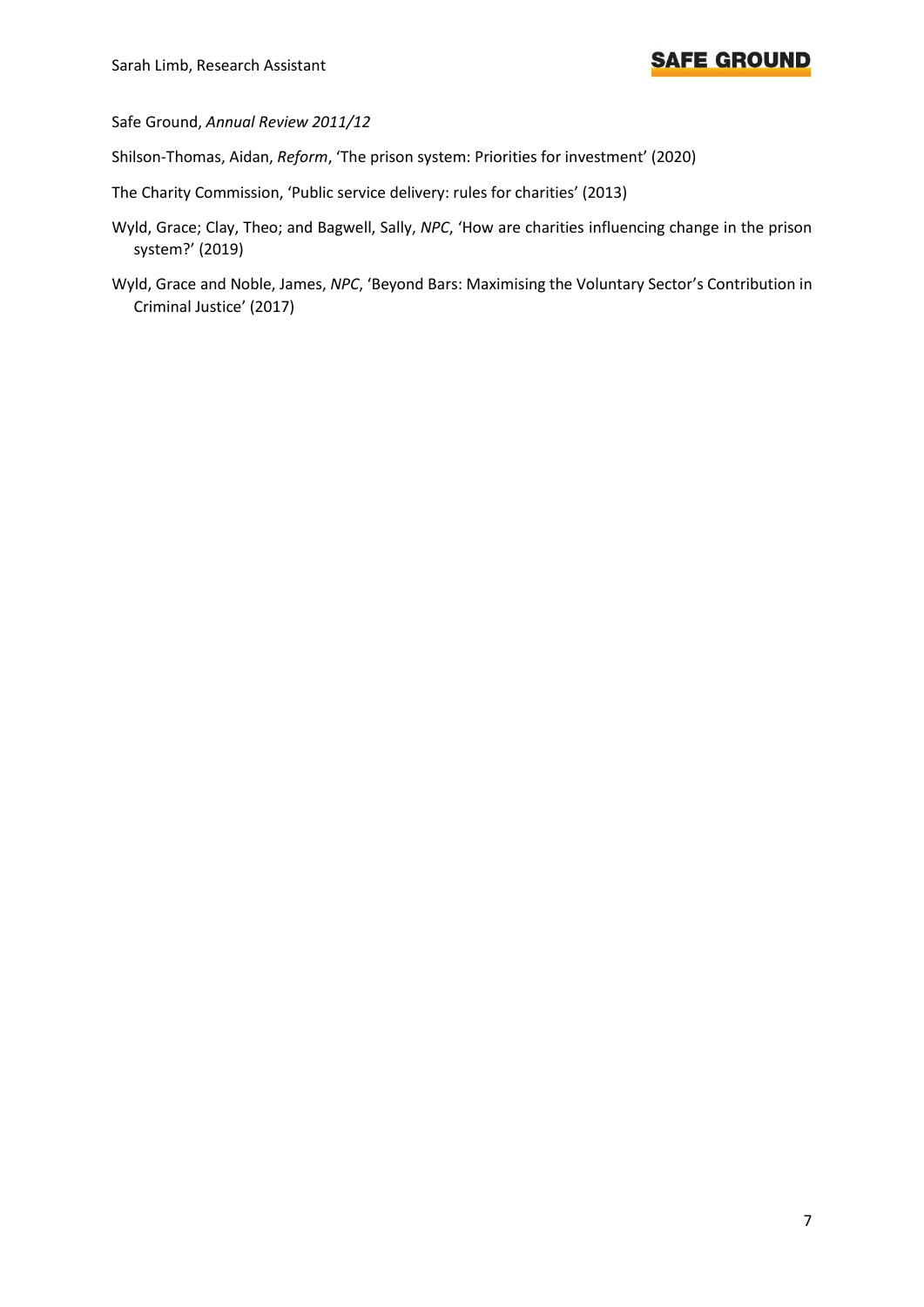Safe Ground, *Annual Review 2011/12*

Shilson-Thomas, Aidan, *Reform*, 'The prison system: Priorities for investment' (2020)

The Charity Commission, 'Public service delivery: rules for charities' (2013)

Wyld, Grace; Clay, Theo; and Bagwell, Sally, *NPC*, 'How are charities influencing change in the prison system?' (2019)

Wyld, Grace and Noble, James, *NPC*, 'Beyond Bars: Maximising the Voluntary Sector's Contribution in Criminal Justice' (2017)